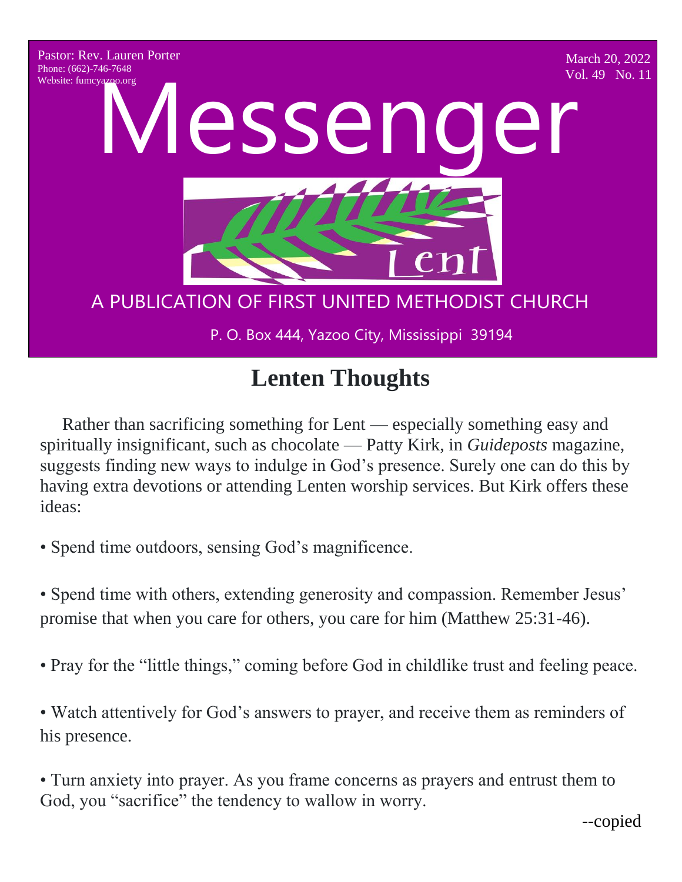Pastor: Rev. Lauren Porter
Phone: (662)-746-7648
Website: fumcyazoo.org

March 20, 2022
Vol. 49 No. 11

# Messenger

Lent

A PUBLICATION OF FIRST UNITED METHODIST CHURCH

P. O. Box 444, Yazoo City, Mississippi 39194

## Lenten Thoughts

Rather than sacrificing something for Lent — especially something easy and spiritually insignificant, such as chocolate — Patty Kirk, in *Guideposts* magazine, suggests finding new ways to indulge in God's presence. Surely one can do this by having extra devotions or attending Lenten worship services. But Kirk offers these ideas:

• Spend time outdoors, sensing God's magnificence.

• Spend time with others, extending generosity and compassion. Remember Jesus' promise that when you care for others, you care for him (Matthew 25:31-46).

• Pray for the "little things," coming before God in childlike trust and feeling peace.

• Watch attentively for God's answers to prayer, and receive them as reminders of his presence.

• Turn anxiety into prayer. As you frame concerns as prayers and entrust them to God, you "sacrifice" the tendency to wallow in worry.

--copied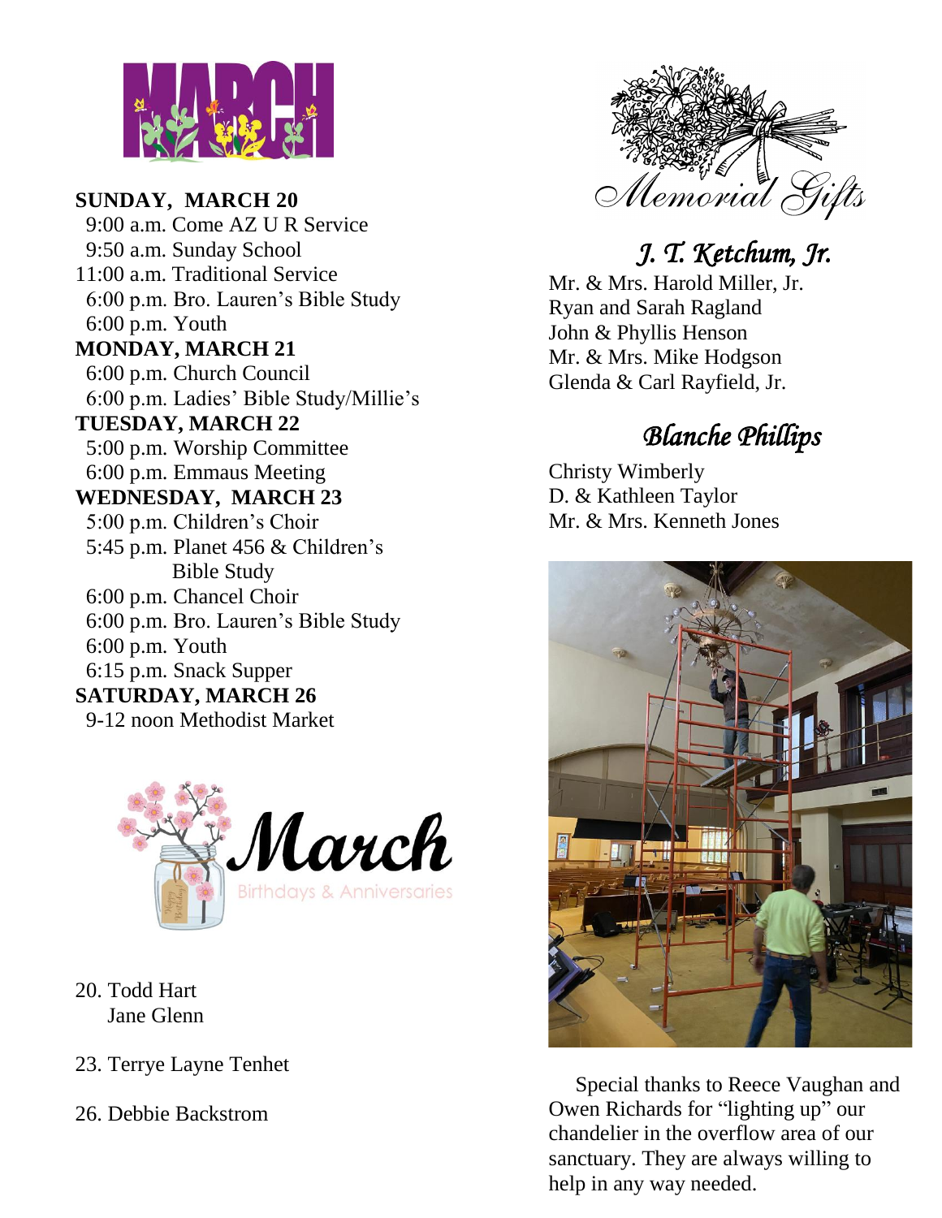# MARCH

**SUNDAY, MARCH 20**

9:00 a.m. Come AZ U R Service
9:50 a.m. Sunday School
11:00 a.m. Traditional Service
6:00 p.m. Bro. Lauren's Bible Study
6:00 p.m. Youth

**MONDAY, MARCH 21**

6:00 p.m. Church Council
6:00 p.m. Ladies' Bible Study/Millie's

**TUESDAY, MARCH 22**

5:00 p.m. Worship Committee
6:00 p.m. Emmaus Meeting

**WEDNESDAY, MARCH 23**

5:00 p.m. Children's Choir
5:45 p.m. Planet 456 & Children's Bible Study
6:00 p.m. Chancel Choir
6:00 p.m. Bro. Lauren's Bible Study
6:00 p.m. Youth
6:15 p.m. Snack Supper

**SATURDAY, MARCH 26**

9-12 noon Methodist Market

## March
Birthdays & Anniversaries

20. Todd Hart
    Jane Glenn

23. Terrye Layne Tenhet

26. Debbie Backstrom

## Memorial Gifts

### *J. T. Ketchum, Jr.*

Mr. & Mrs. Harold Miller, Jr.
Ryan and Sarah Ragland
John & Phyllis Henson
Mr. & Mrs. Mike Hodgson
Glenda & Carl Rayfield, Jr.

### *Blanche Phillips*

Christy Wimberly
D. & Kathleen Taylor
Mr. & Mrs. Kenneth Jones

Special thanks to Reece Vaughan and Owen Richards for "lighting up" our chandelier in the overflow area of our sanctuary. They are always willing to help in any way needed.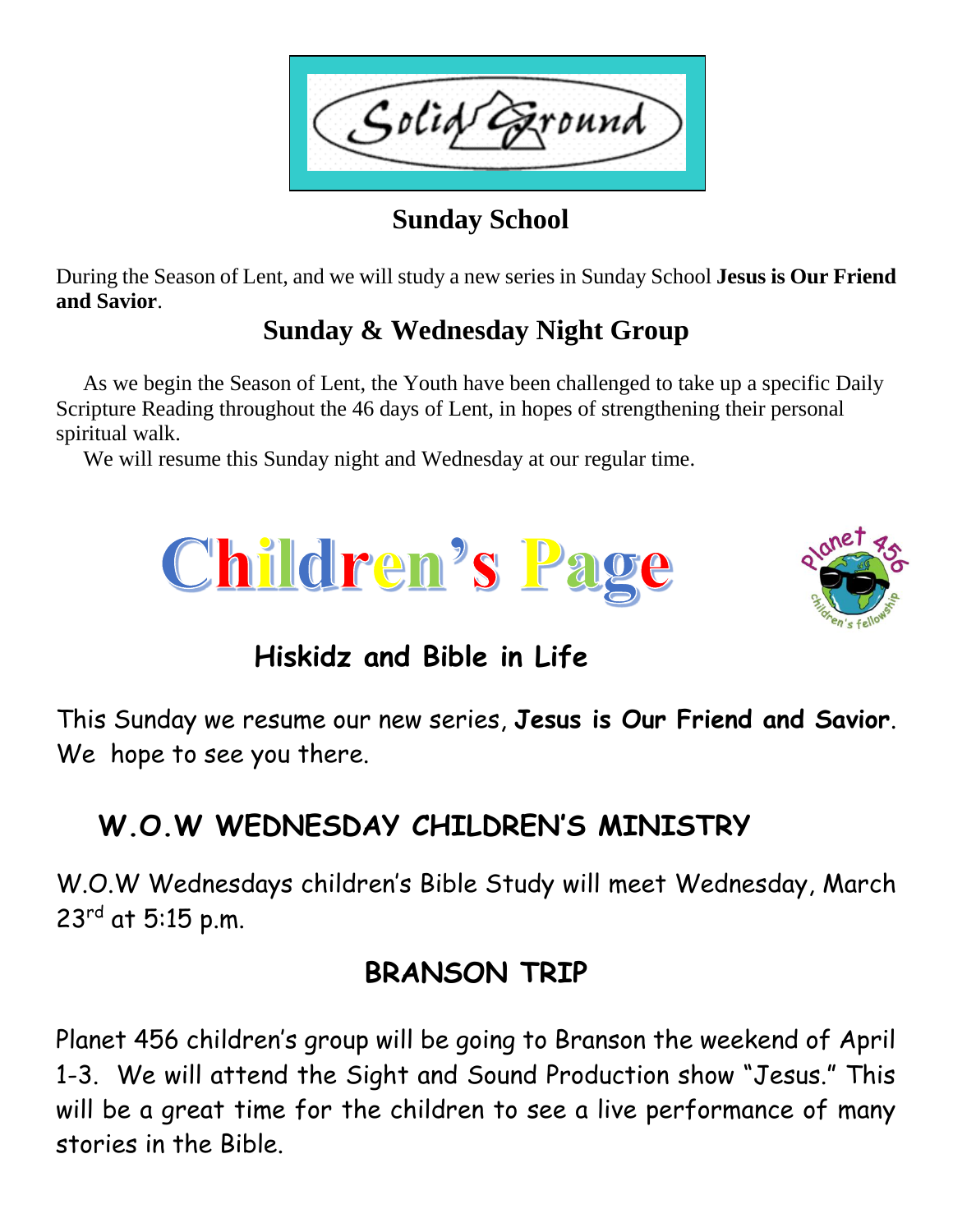# Solid Ground

## Sunday School

During the Season of Lent, and we will study a new series in Sunday School **Jesus is Our Friend and Savior**.

## Sunday & Wednesday Night Group

As we begin the Season of Lent, the Youth have been challenged to take up a specific Daily Scripture Reading throughout the 46 days of Lent, in hopes of strengthening their personal spiritual walk.

We will resume this Sunday night and Wednesday at our regular time.

# Children's Page

Planet 456 children's fellowship

## Hiskidz and Bible in Life

This Sunday we resume our new series, **Jesus is Our Friend and Savior**. We hope to see you there.

## W.O.W WEDNESDAY CHILDREN'S MINISTRY

W.O.W Wednesdays children's Bible Study will meet Wednesday, March 23rd at 5:15 p.m.

## BRANSON TRIP

Planet 456 children's group will be going to Branson the weekend of April 1-3. We will attend the Sight and Sound Production show "Jesus." This will be a great time for the children to see a live performance of many stories in the Bible.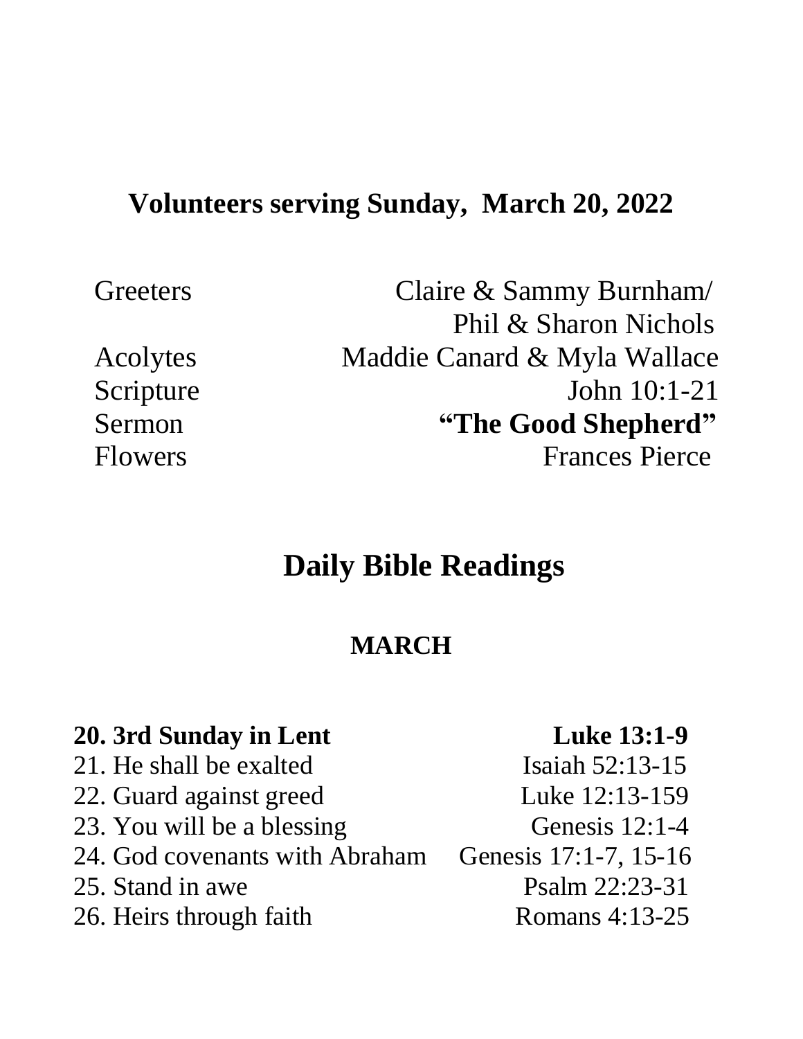## Volunteers serving Sunday, March 20, 2022

| | |
|---|---|
| Greeters | Claire & Sammy Burnham/ Phil & Sharon Nichols |
| Acolytes | Maddie Canard & Myla Wallace |
| Scripture | John 10:1-21 |
| Sermon | **"The Good Shepherd"** |
| Flowers | Frances Pierce |

# Daily Bible Readings

### MARCH

| | |
|---|---|
| **20. 3rd Sunday in Lent** | **Luke 13:1-9** |
| 21. He shall be exalted | Isaiah 52:13-15 |
| 22. Guard against greed | Luke 12:13-159 |
| 23. You will be a blessing | Genesis 12:1-4 |
| 24. God covenants with Abraham | Genesis 17:1-7, 15-16 |
| 25. Stand in awe | Psalm 22:23-31 |
| 26. Heirs through faith | Romans 4:13-25 |